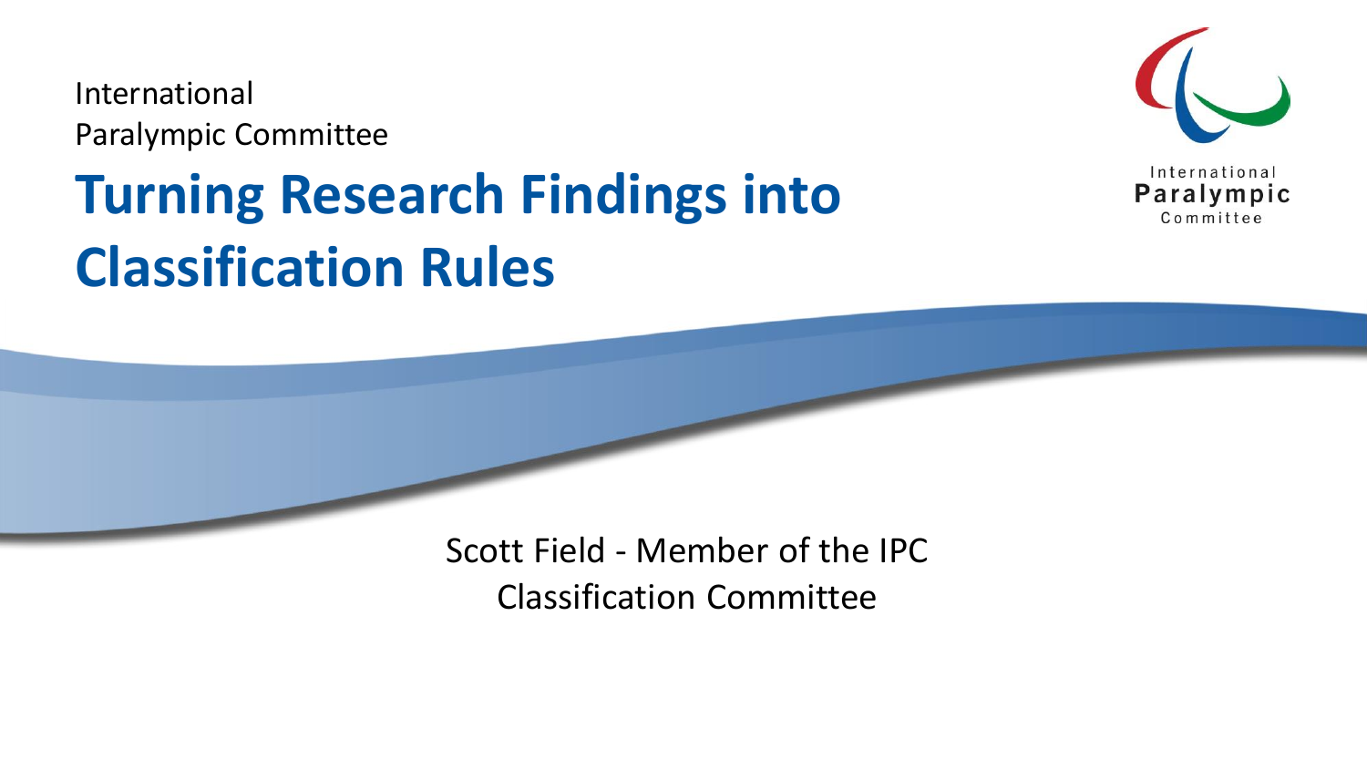International Paralympic Committee

# Turning Research Findings into Classification Rules

Scott Field - Member of the IPC Classification Committee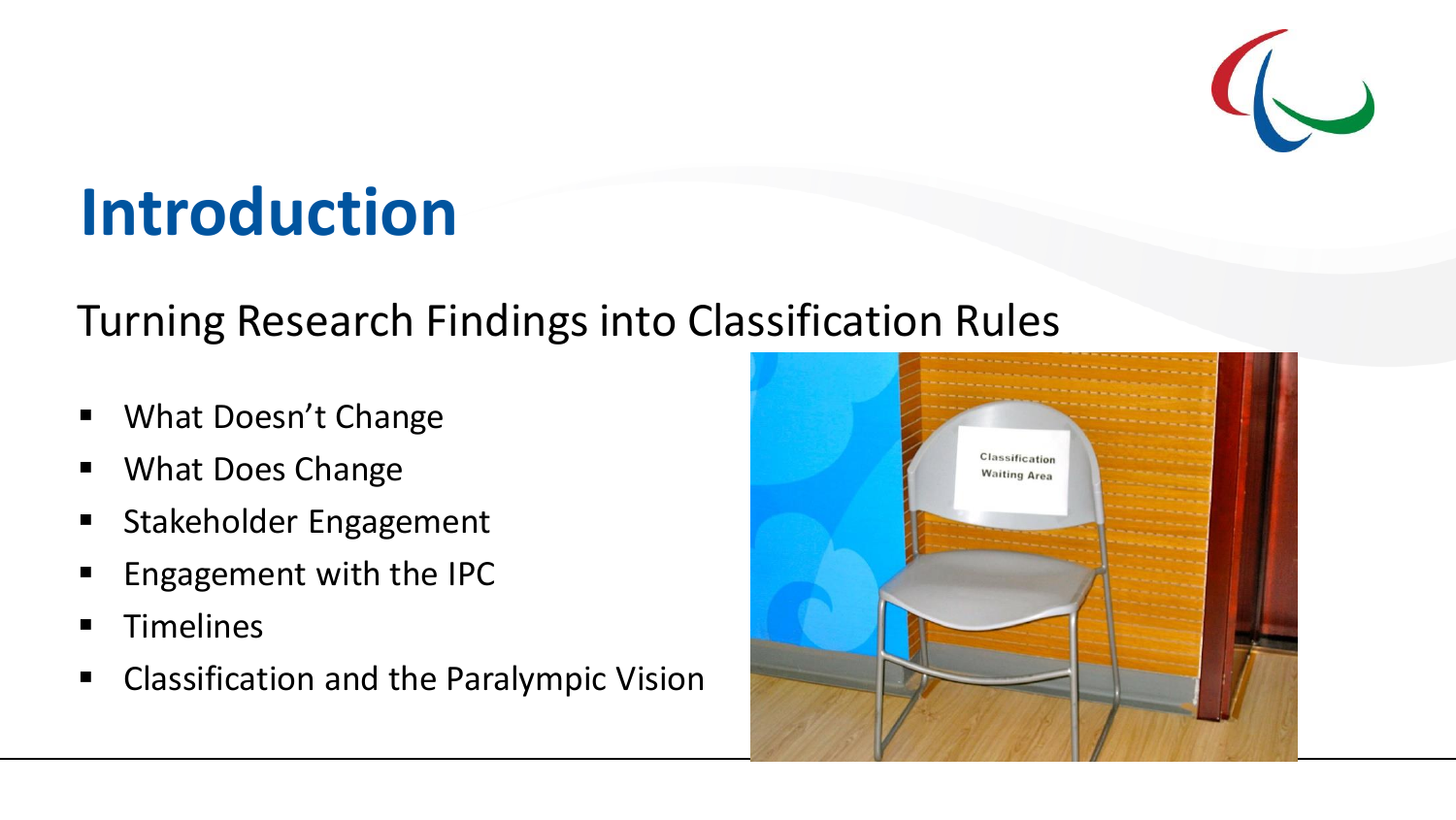# Introduction

## Turning Research Findings into Classification Rules

- What Doesn't Change
- What Does Change
- Stakeholder Engagement
- Engagement with the IPC
- Timelines
- Classification and the Paralympic Vision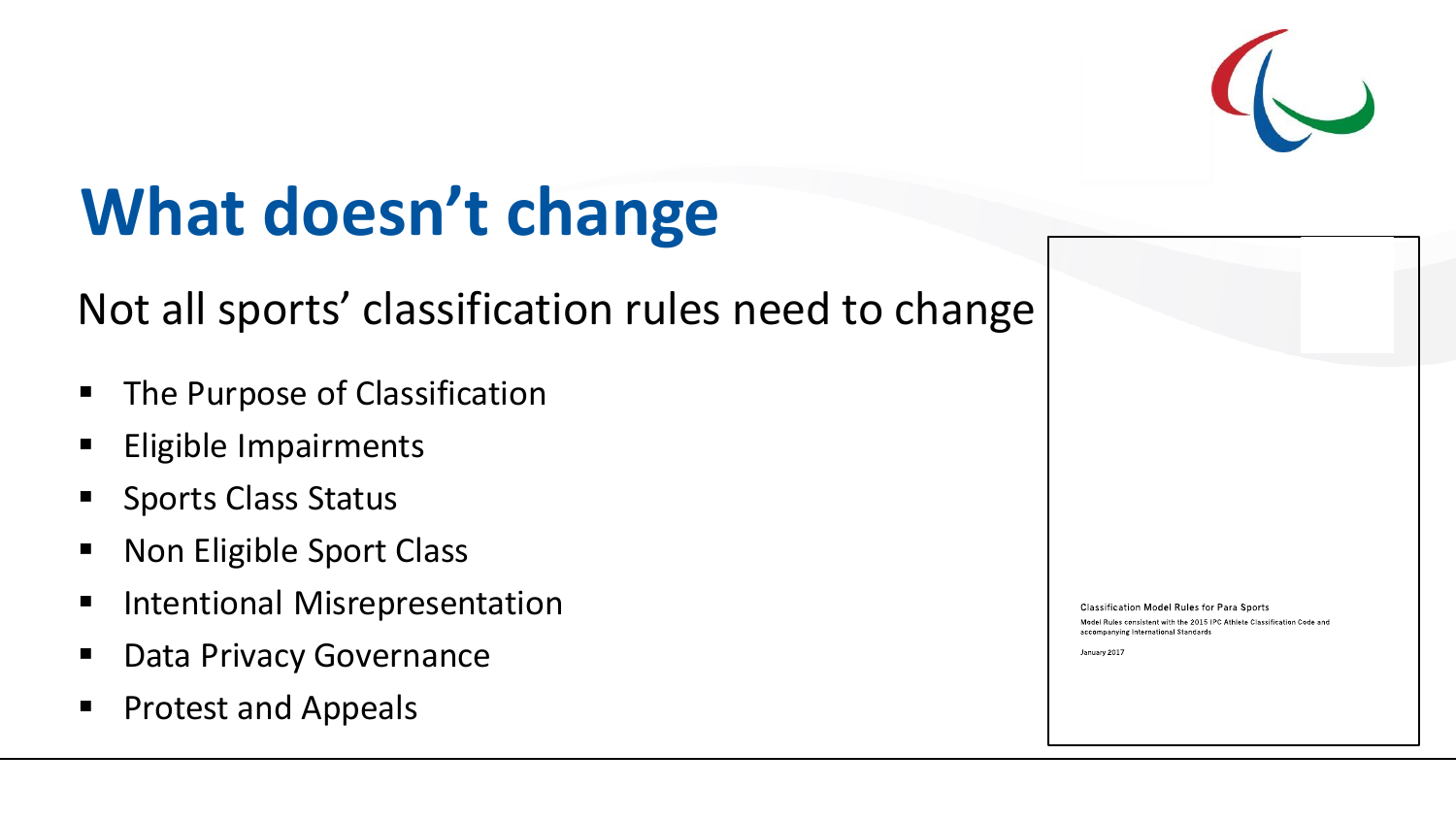# What doesn't change

Not all sports' classification rules need to change

- The Purpose of Classification
- Eligible Impairments
- Sports Class Status
- Non Eligible Sport Class
- Intentional Misrepresentation
- Data Privacy Governance
- Protest and Appeals

Classification Model Rules for Para Sports

Model Rules consistent with the 2015 IPC Athlete Classification Code and accompanying International Standards

January 2017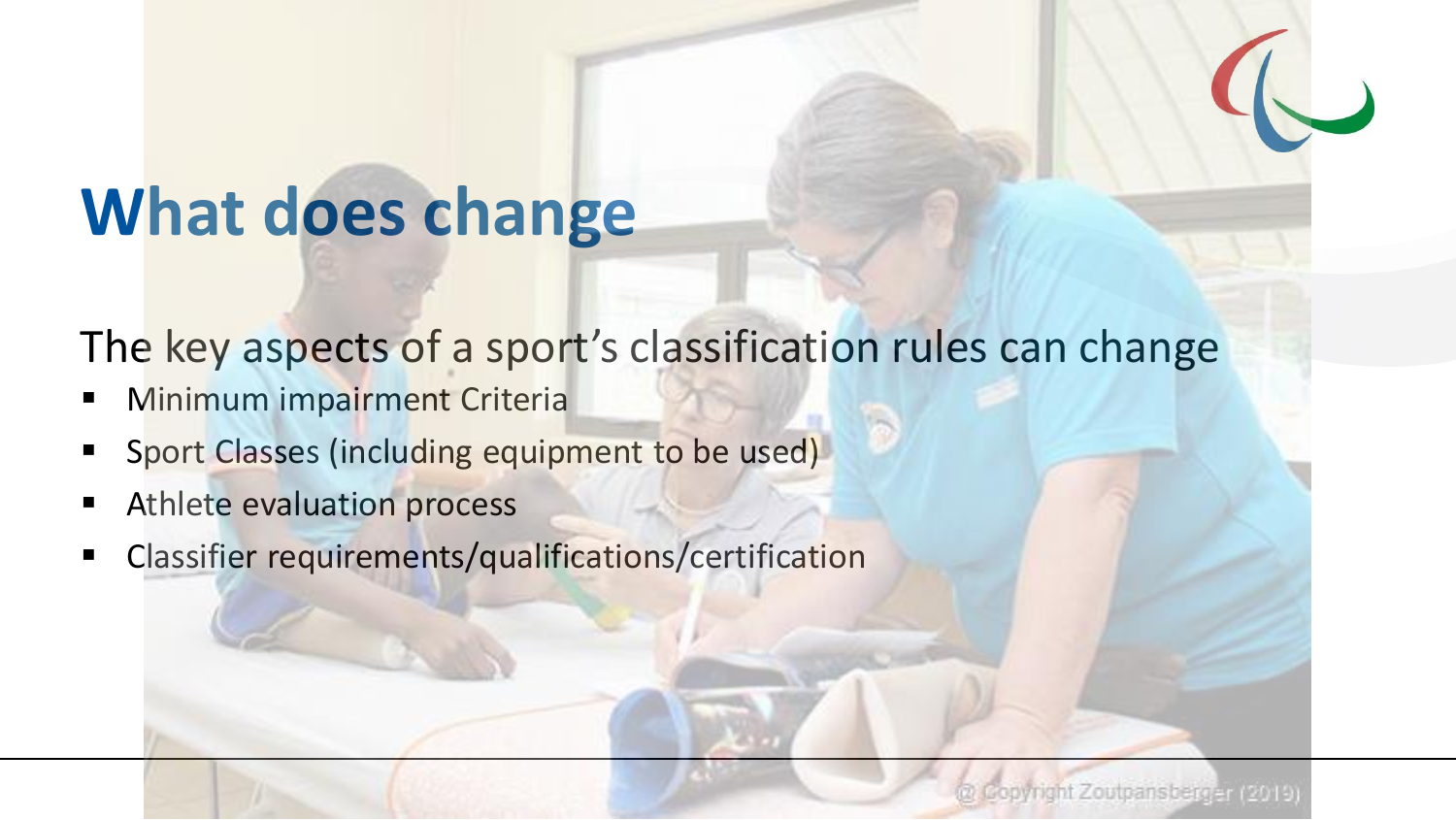# What does change

The key aspects of a sport's classification rules can change

- Minimum impairment Criteria
- Sport Classes (including equipment to be used)
- Athlete evaluation process
- Classifier requirements/qualifications/certification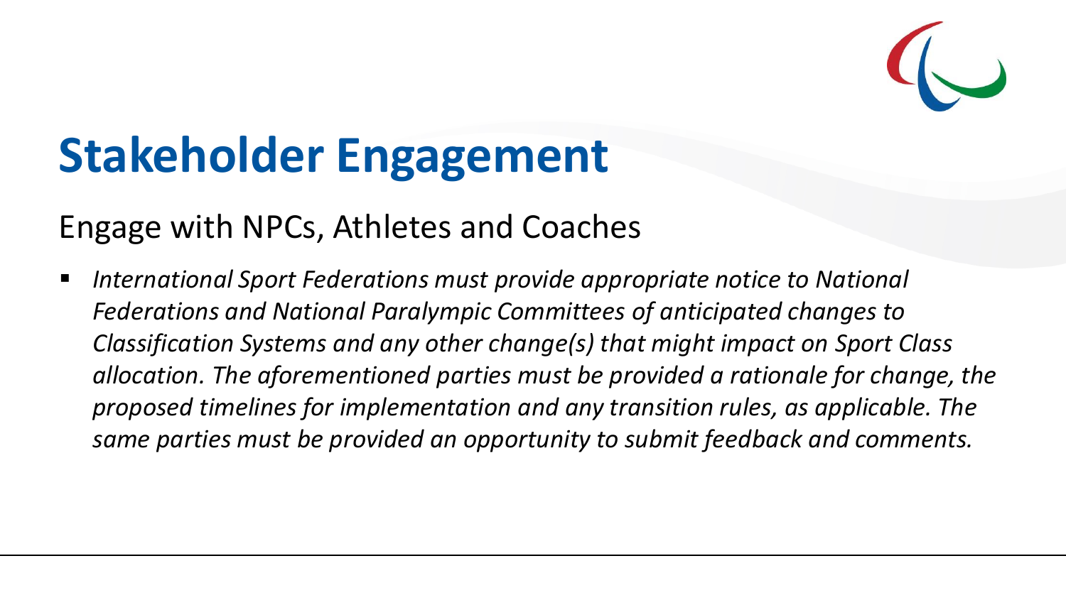# Stakeholder Engagement

## Engage with NPCs, Athletes and Coaches

- *International Sport Federations must provide appropriate notice to National Federations and National Paralympic Committees of anticipated changes to Classification Systems and any other change(s) that might impact on Sport Class allocation. The aforementioned parties must be provided a rationale for change, the proposed timelines for implementation and any transition rules, as applicable. The same parties must be provided an opportunity to submit feedback and comments.*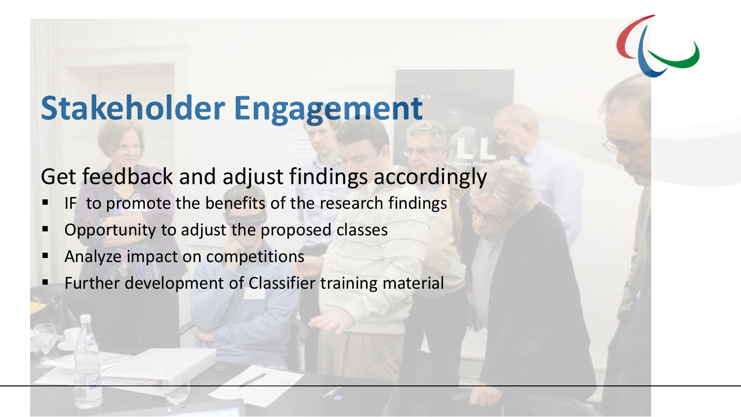# Stakeholder Engagement

Get feedback and adjust findings accordingly

- IF to promote the benefits of the research findings
- Opportunity to adjust the proposed classes
- Analyze impact on competitions
- Further development of Classifier training material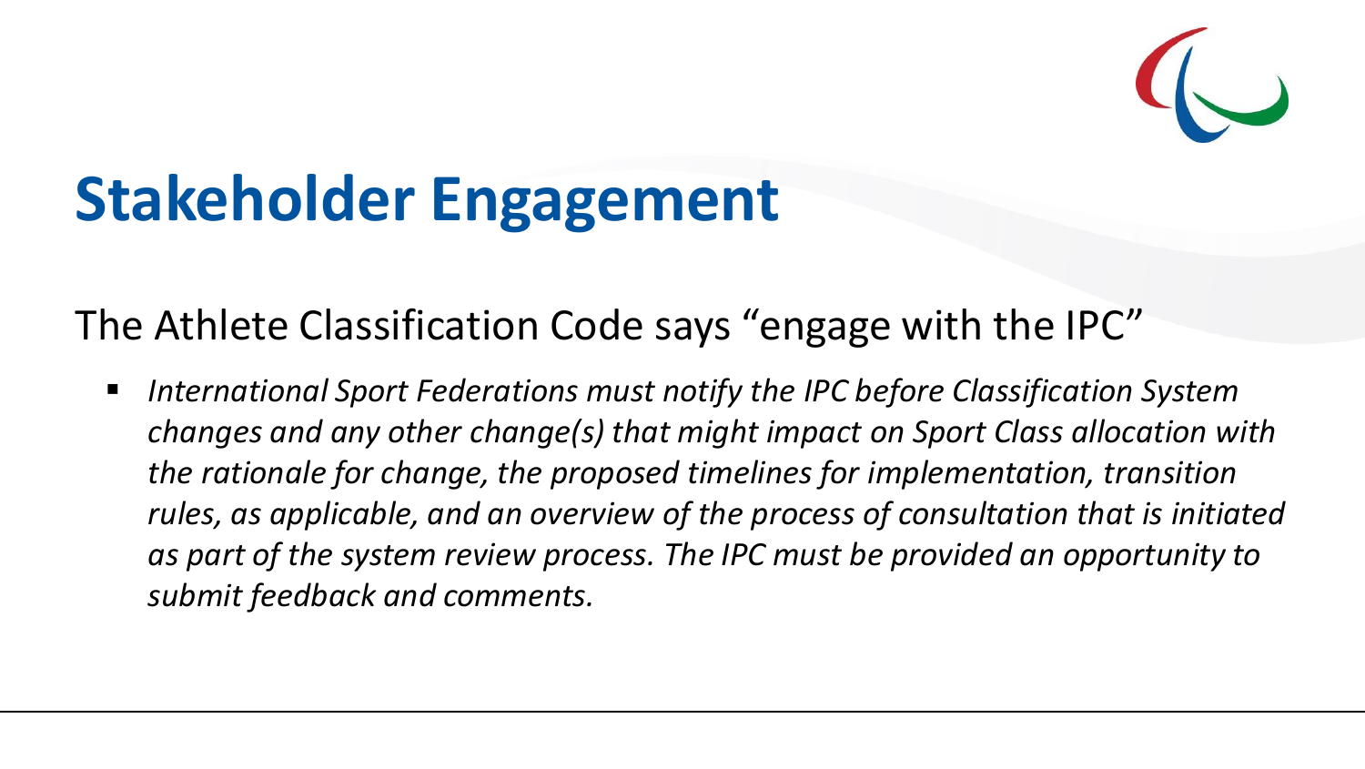# Stakeholder Engagement

The Athlete Classification Code says “engage with the IPC”

- *International Sport Federations must notify the IPC before Classification System changes and any other change(s) that might impact on Sport Class allocation with the rationale for change, the proposed timelines for implementation, transition rules, as applicable, and an overview of the process of consultation that is initiated as part of the system review process. The IPC must be provided an opportunity to submit feedback and comments.*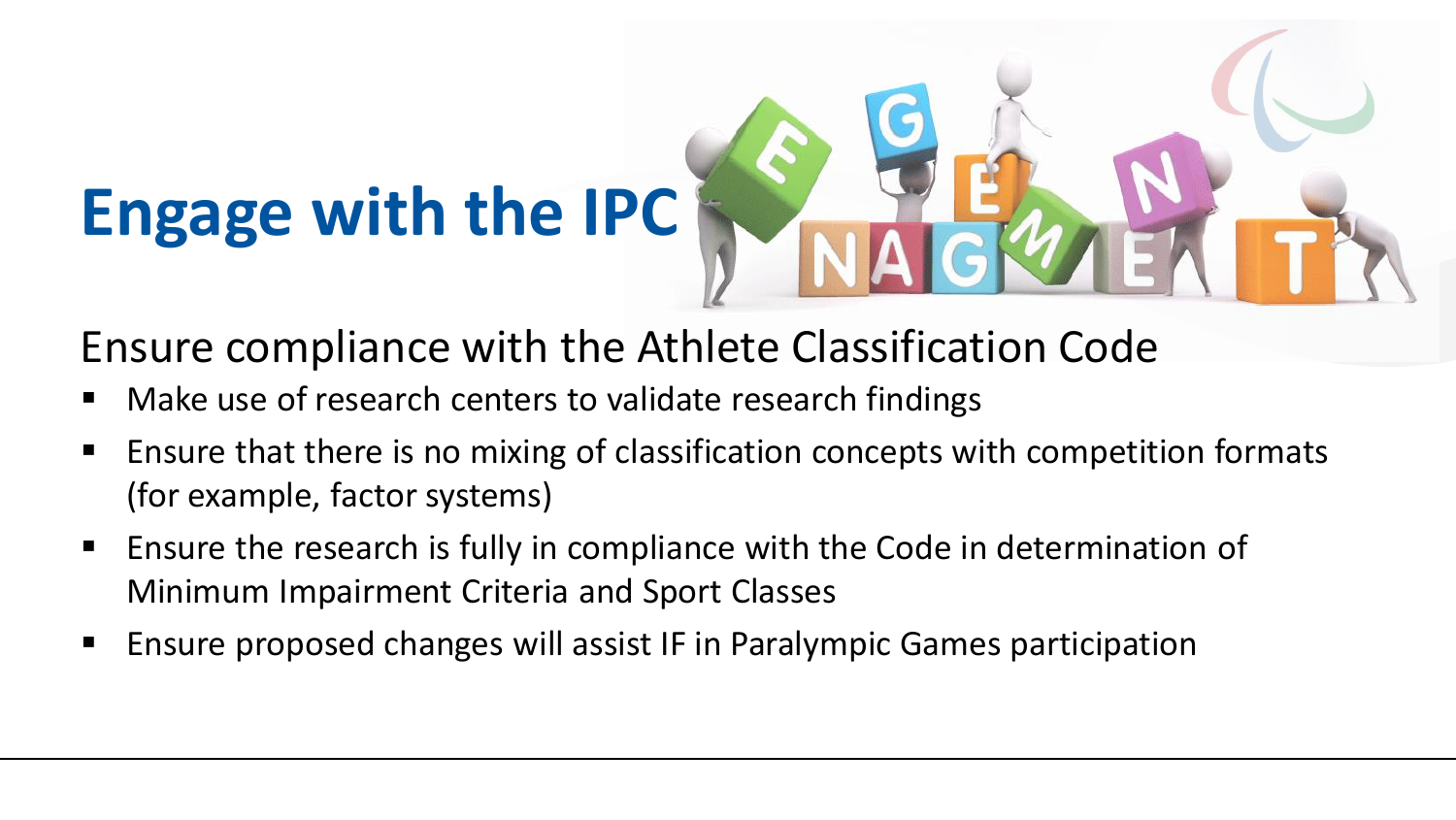# Engage with the IPC

## Ensure compliance with the Athlete Classification Code

- Make use of research centers to validate research findings
- Ensure that there is no mixing of classification concepts with competition formats (for example, factor systems)
- Ensure the research is fully in compliance with the Code in determination of Minimum Impairment Criteria and Sport Classes
- Ensure proposed changes will assist IF in Paralympic Games participation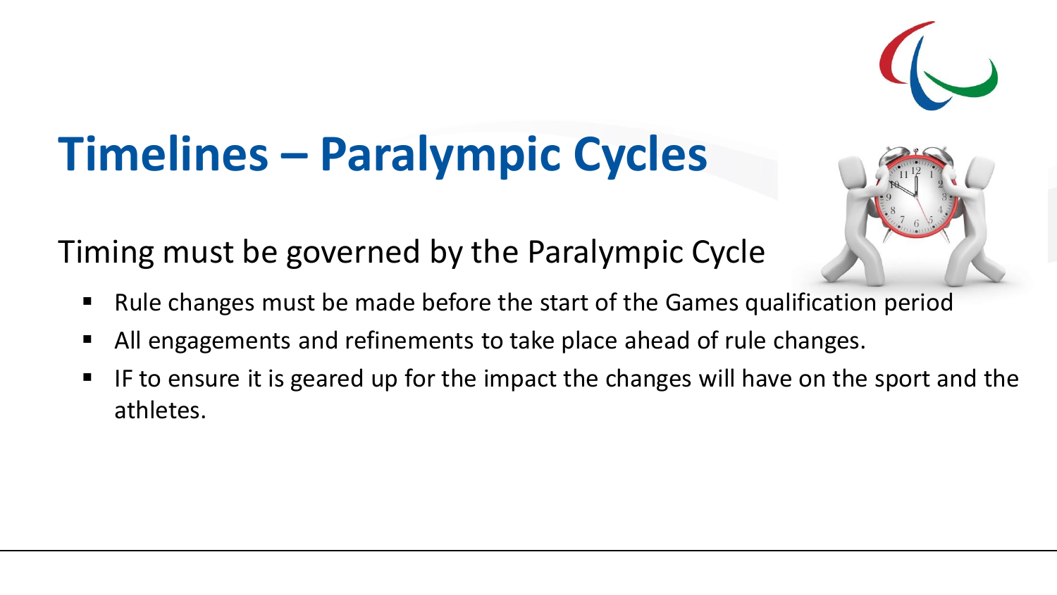# Timelines – Paralympic Cycles

Timing must be governed by the Paralympic Cycle

- Rule changes must be made before the start of the Games qualification period
- All engagements and refinements to take place ahead of rule changes.
- IF to ensure it is geared up for the impact the changes will have on the sport and the athletes.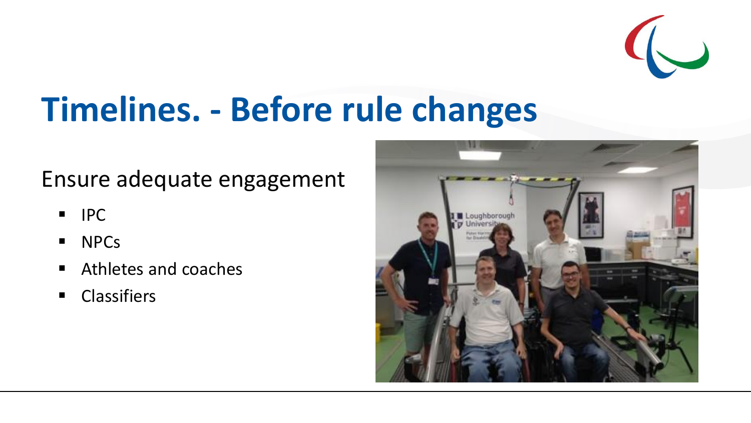# Timelines. - Before rule changes

Ensure adequate engagement

- IPC
- NPCs
- Athletes and coaches
- Classifiers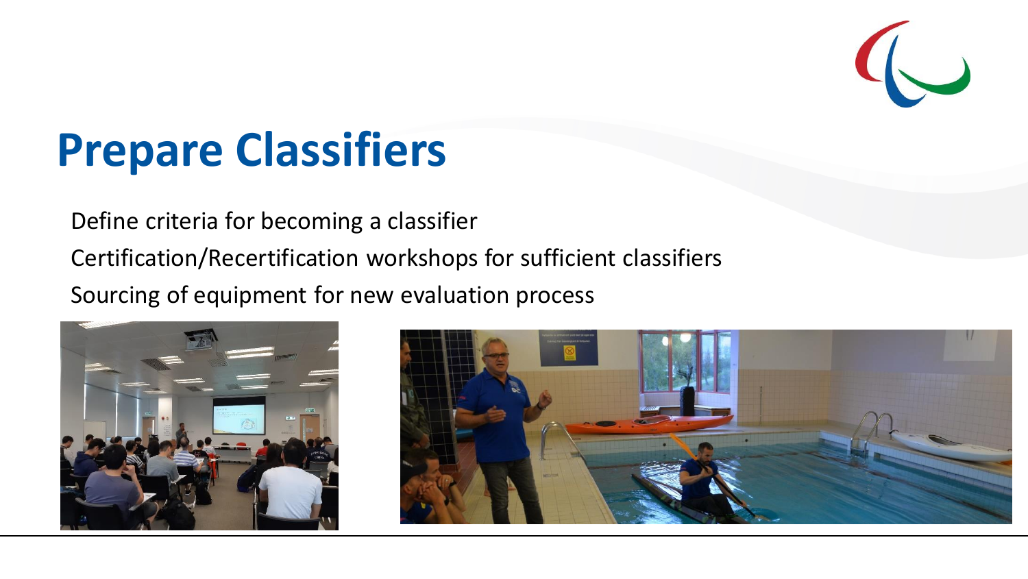# Prepare Classifiers

Define criteria for becoming a classifier

Certification/Recertification workshops for sufficient classifiers

Sourcing of equipment for new evaluation process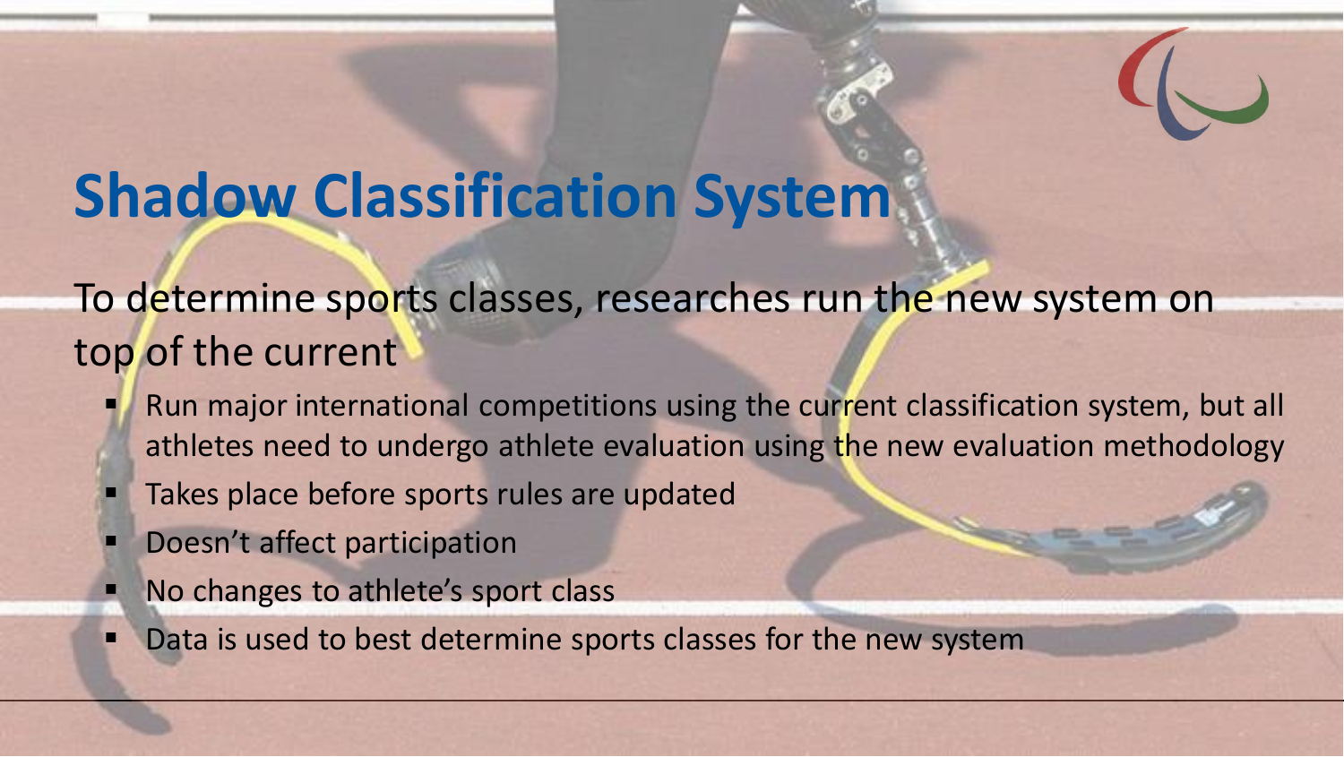# Shadow Classification System

To determine sports classes, researches run the new system on top of the current

- Run major international competitions using the current classification system, but all athletes need to undergo athlete evaluation using the new evaluation methodology
- Takes place before sports rules are updated
- Doesn't affect participation
- No changes to athlete's sport class
- Data is used to best determine sports classes for the new system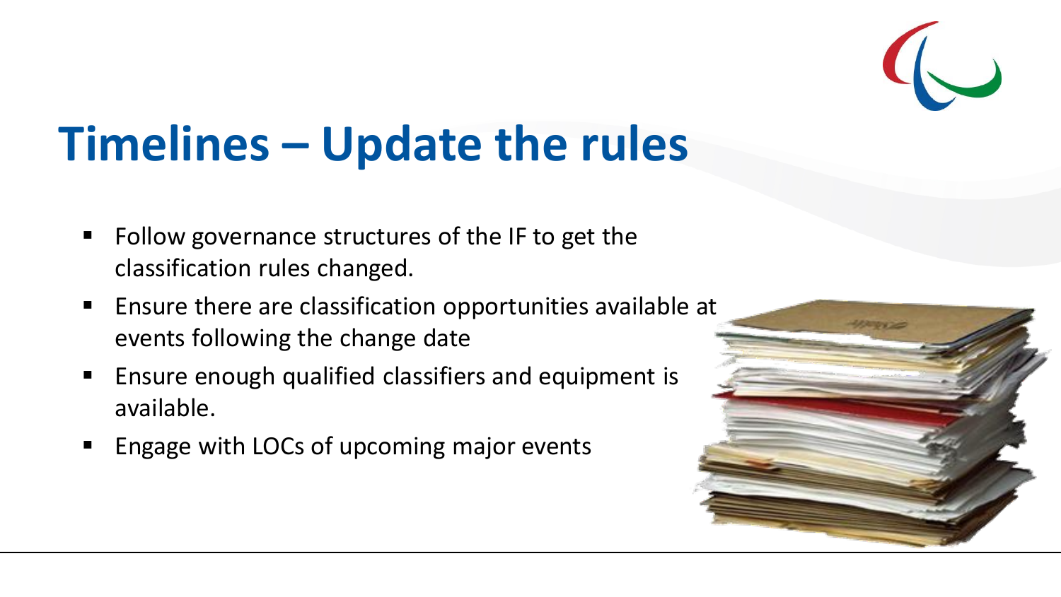# Timelines – Update the rules

- Follow governance structures of the IF to get the classification rules changed.
- Ensure there are classification opportunities available at events following the change date
- Ensure enough qualified classifiers and equipment is available.
- Engage with LOCs of upcoming major events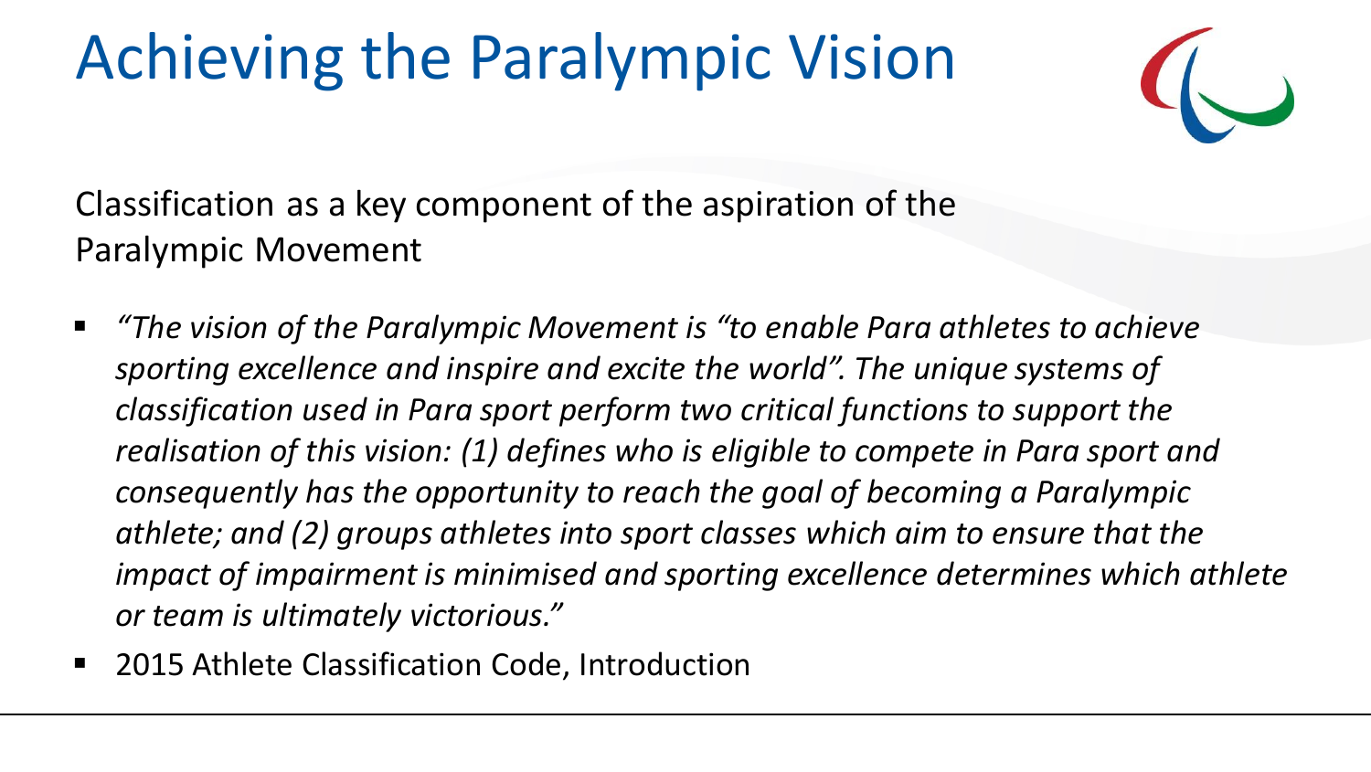# Achieving the Paralympic Vision

Classification as a key component of the aspiration of the Paralympic Movement

- *"The vision of the Paralympic Movement is "to enable Para athletes to achieve sporting excellence and inspire and excite the world". The unique systems of classification used in Para sport perform two critical functions to support the realisation of this vision: (1) defines who is eligible to compete in Para sport and consequently has the opportunity to reach the goal of becoming a Paralympic athlete; and (2) groups athletes into sport classes which aim to ensure that the impact of impairment is minimised and sporting excellence determines which athlete or team is ultimately victorious."*
- 2015 Athlete Classification Code, Introduction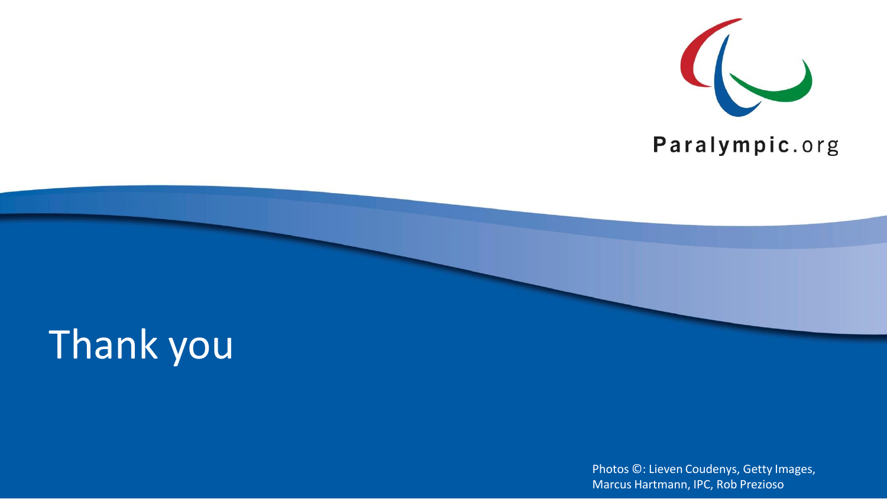Paralympic.org

# Thank you

Photos ©: Lieven Coudenys, Getty Images, Marcus Hartmann, IPC, Rob Prezioso